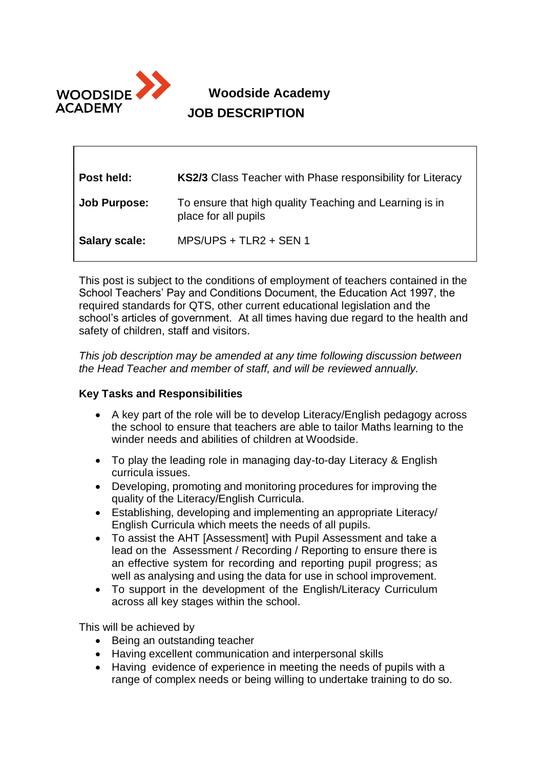# Woodside Academy

## JOB DESCRIPTION

| | |
|---|---|
| **Post held:** | **KS2/3** Class Teacher with Phase responsibility for Literacy |
| **Job Purpose:** | To ensure that high quality Teaching and Learning is in place for all pupils |
| **Salary scale:** | MPS/UPS + TLR2 + SEN 1 |

This post is subject to the conditions of employment of teachers contained in the School Teachers' Pay and Conditions Document, the Education Act 1997, the required standards for QTS, other current educational legislation and the school's articles of government. At all times having due regard to the health and safety of children, staff and visitors.

*This job description may be amended at any time following discussion between the Head Teacher and member of staff, and will be reviewed annually.*

**Key Tasks and Responsibilities**

- A key part of the role will be to develop Literacy/English pedagogy across the school to ensure that teachers are able to tailor Maths learning to the winder needs and abilities of children at Woodside.
- To play the leading role in managing day-to-day Literacy & English curricula issues.
- Developing, promoting and monitoring procedures for improving the quality of the Literacy/English Curricula.
- Establishing, developing and implementing an appropriate Literacy/ English Curricula which meets the needs of all pupils.
- To assist the AHT [Assessment] with Pupil Assessment and take a lead on the Assessment / Recording / Reporting to ensure there is an effective system for recording and reporting pupil progress; as well as analysing and using the data for use in school improvement.
- To support in the development of the English/Literacy Curriculum across all key stages within the school.

This will be achieved by

- Being an outstanding teacher
- Having excellent communication and interpersonal skills
- Having evidence of experience in meeting the needs of pupils with a range of complex needs or being willing to undertake training to do so.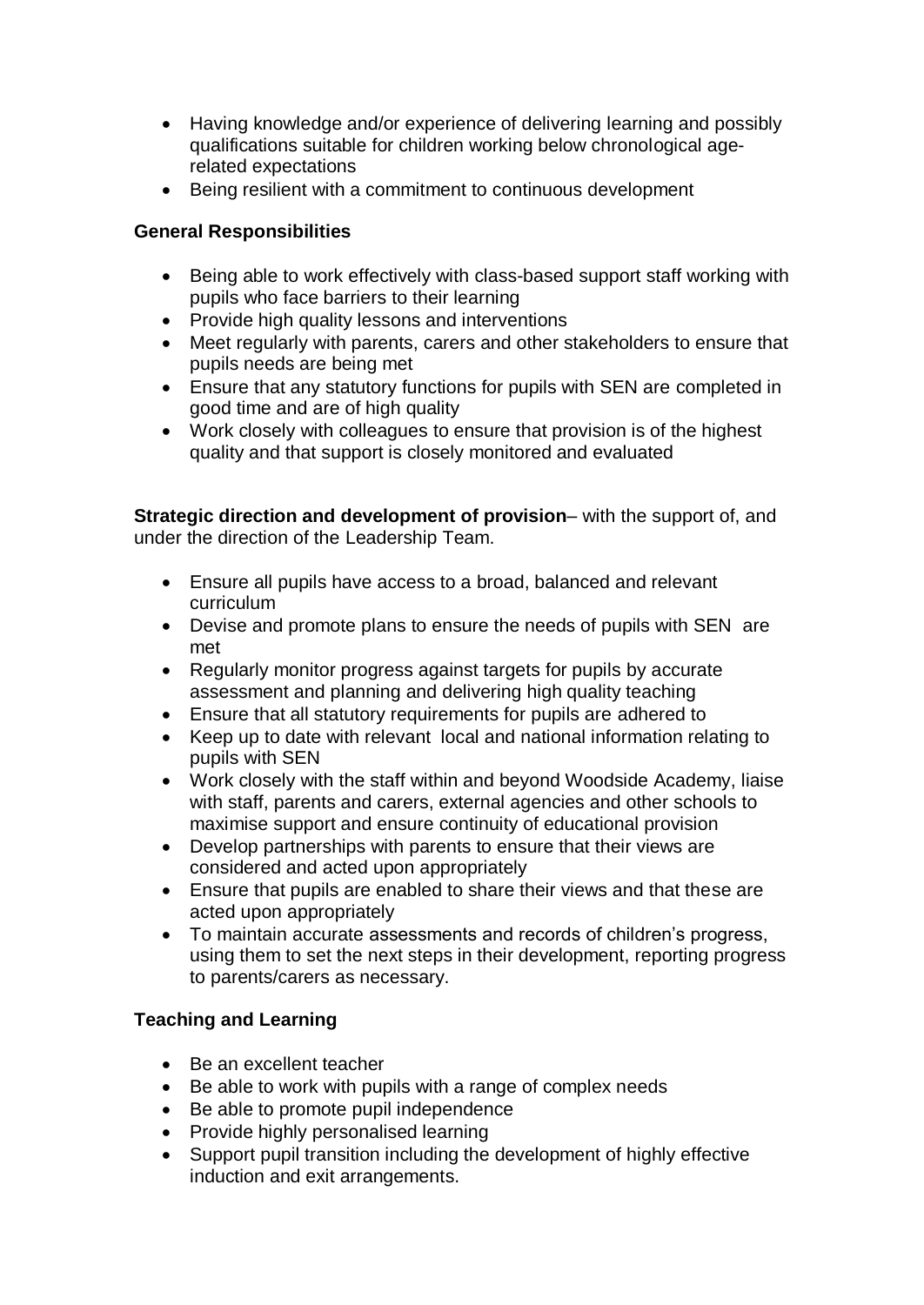- Having knowledge and/or experience of delivering learning and possibly qualifications suitable for children working below chronological age-related expectations
- Being resilient with a commitment to continuous development

**General Responsibilities**

- Being able to work effectively with class-based support staff working with pupils who face barriers to their learning
- Provide high quality lessons and interventions
- Meet regularly with parents, carers and other stakeholders to ensure that pupils needs are being met
- Ensure that any statutory functions for pupils with SEN are completed in good time and are of high quality
- Work closely with colleagues to ensure that provision is of the highest quality and that support is closely monitored and evaluated

**Strategic direction and development of provision**– with the support of, and under the direction of the Leadership Team.

- Ensure all pupils have access to a broad, balanced and relevant curriculum
- Devise and promote plans to ensure the needs of pupils with SEN are met
- Regularly monitor progress against targets for pupils by accurate assessment and planning and delivering high quality teaching
- Ensure that all statutory requirements for pupils are adhered to
- Keep up to date with relevant local and national information relating to pupils with SEN
- Work closely with the staff within and beyond Woodside Academy, liaise with staff, parents and carers, external agencies and other schools to maximise support and ensure continuity of educational provision
- Develop partnerships with parents to ensure that their views are considered and acted upon appropriately
- Ensure that pupils are enabled to share their views and that these are acted upon appropriately
- To maintain accurate assessments and records of children's progress, using them to set the next steps in their development, reporting progress to parents/carers as necessary.

**Teaching and Learning**

- Be an excellent teacher
- Be able to work with pupils with a range of complex needs
- Be able to promote pupil independence
- Provide highly personalised learning
- Support pupil transition including the development of highly effective induction and exit arrangements.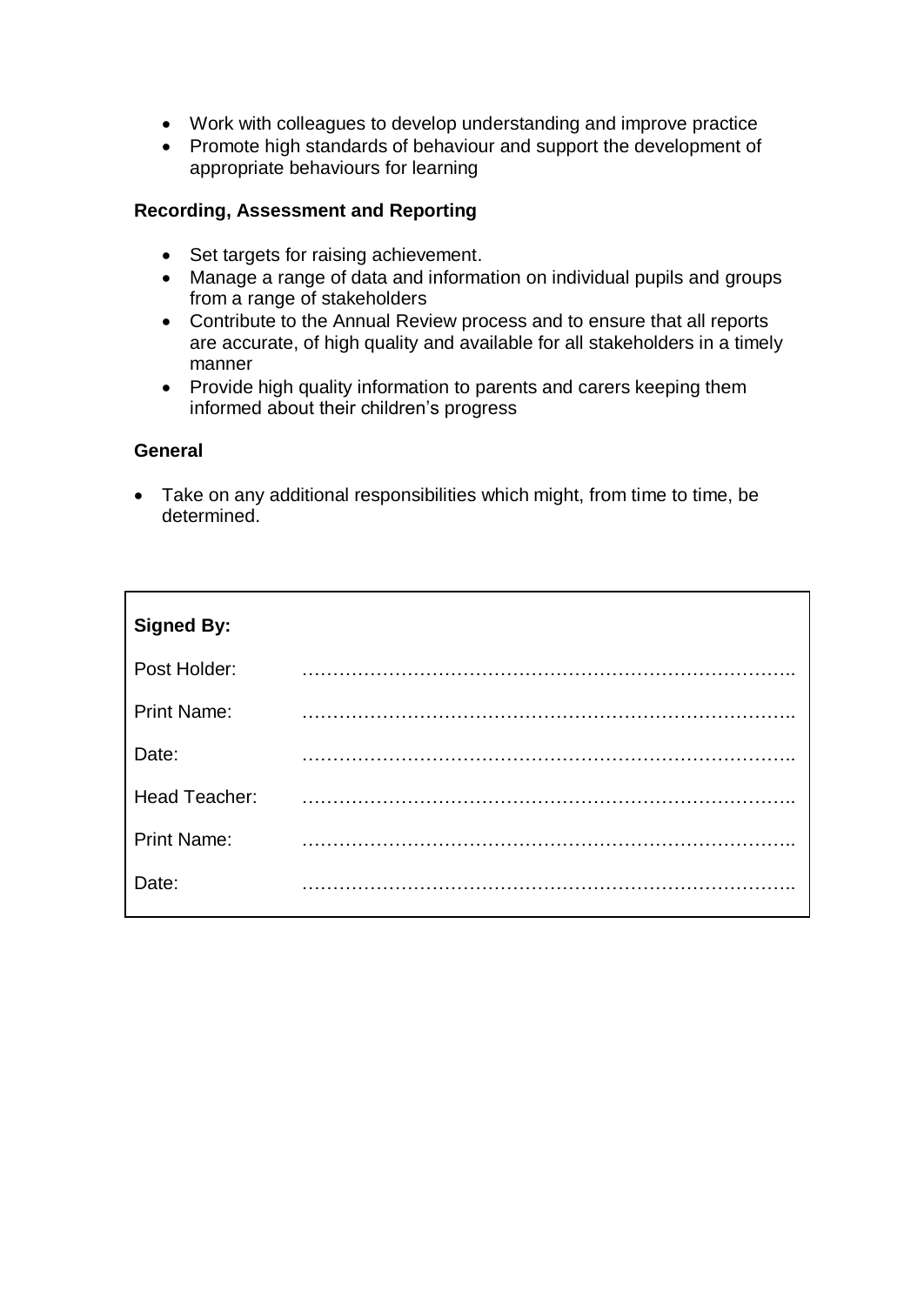- Work with colleagues to develop understanding and improve practice
- Promote high standards of behaviour and support the development of appropriate behaviours for learning

**Recording, Assessment and Reporting**

- Set targets for raising achievement.
- Manage a range of data and information on individual pupils and groups from a range of stakeholders
- Contribute to the Annual Review process and to ensure that all reports are accurate, of high quality and available for all stakeholders in a timely manner
- Provide high quality information to parents and carers keeping them informed about their children's progress

**General**

- Take on any additional responsibilities which might, from time to time, be determined.

| | |
|---|---|
| **Signed By:** | |
| Post Holder: | ……………………………………………………………….. |
| Print Name: | ……………………………………………………………….. |
| Date: | ……………………………………………………………….. |
| Head Teacher: | ……………………………………………………………….. |
| Print Name: | ……………………………………………………………….. |
| Date: | ……………………………………………………………….. |